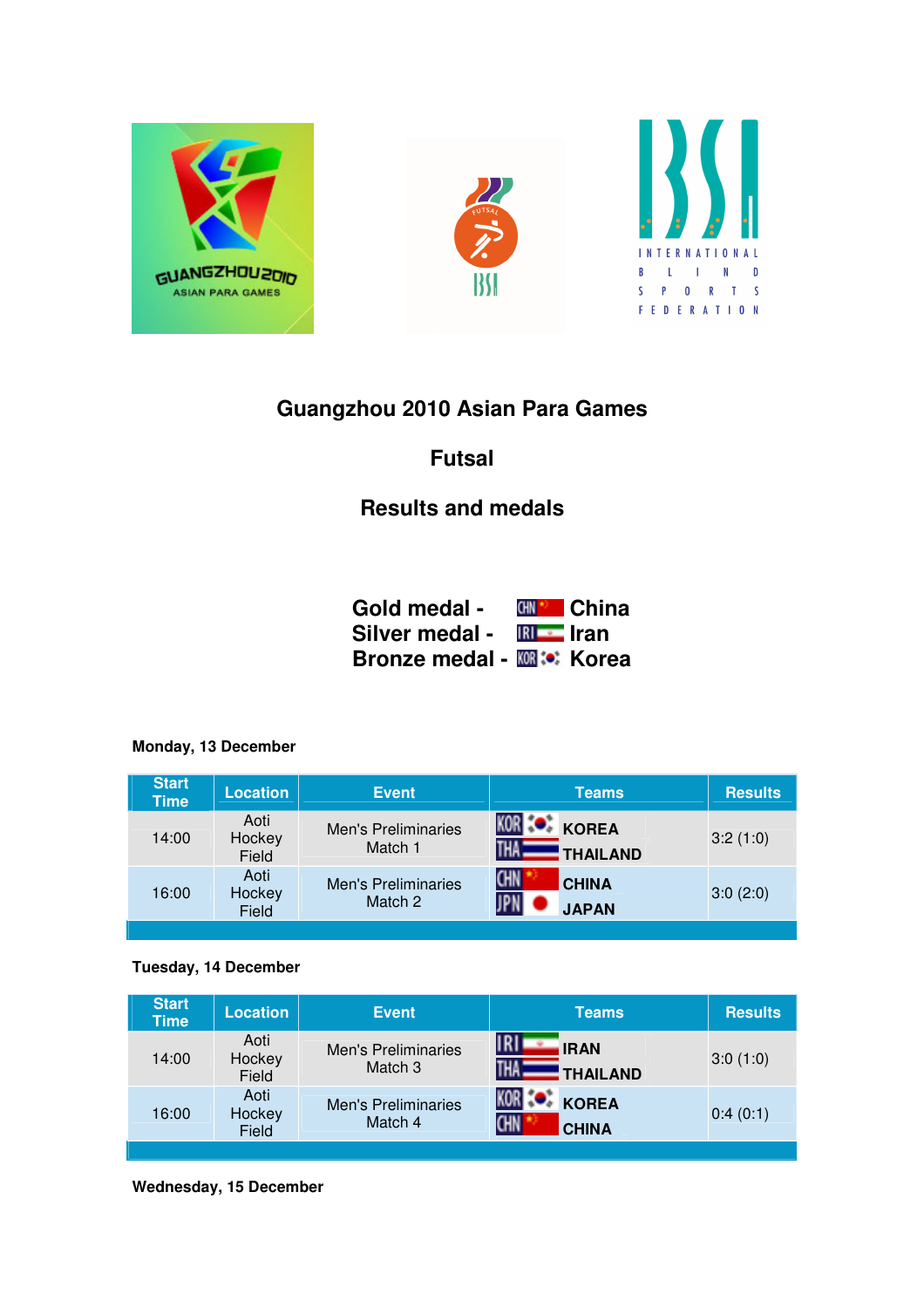# Guangzhou 2010 Asian Para Games

## Futsal

## Results and medals

**Gold medal - CHN China**
**Silver medal - IRI Iran**
**Bronze medal - KOR Korea**

**Monday, 13 December**

| Start Time | Location | Event | Teams | Results |
|---|---|---|---|---|
| 14:00 | Aoti Hockey Field | Men's Preliminaries Match 1 | KOR KOREA<br>THA THAILAND | 3:2 (1:0) |
| 16:00 | Aoti Hockey Field | Men's Preliminaries Match 2 | CHN CHINA<br>JPN JAPAN | 3:0 (2:0) |

**Tuesday, 14 December**

| Start Time | Location | Event | Teams | Results |
|---|---|---|---|---|
| 14:00 | Aoti Hockey Field | Men's Preliminaries Match 3 | IRI IRAN<br>THA THAILAND | 3:0 (1:0) |
| 16:00 | Aoti Hockey Field | Men's Preliminaries Match 4 | KOR KOREA<br>CHN CHINA | 0:4 (0:1) |

**Wednesday, 15 December**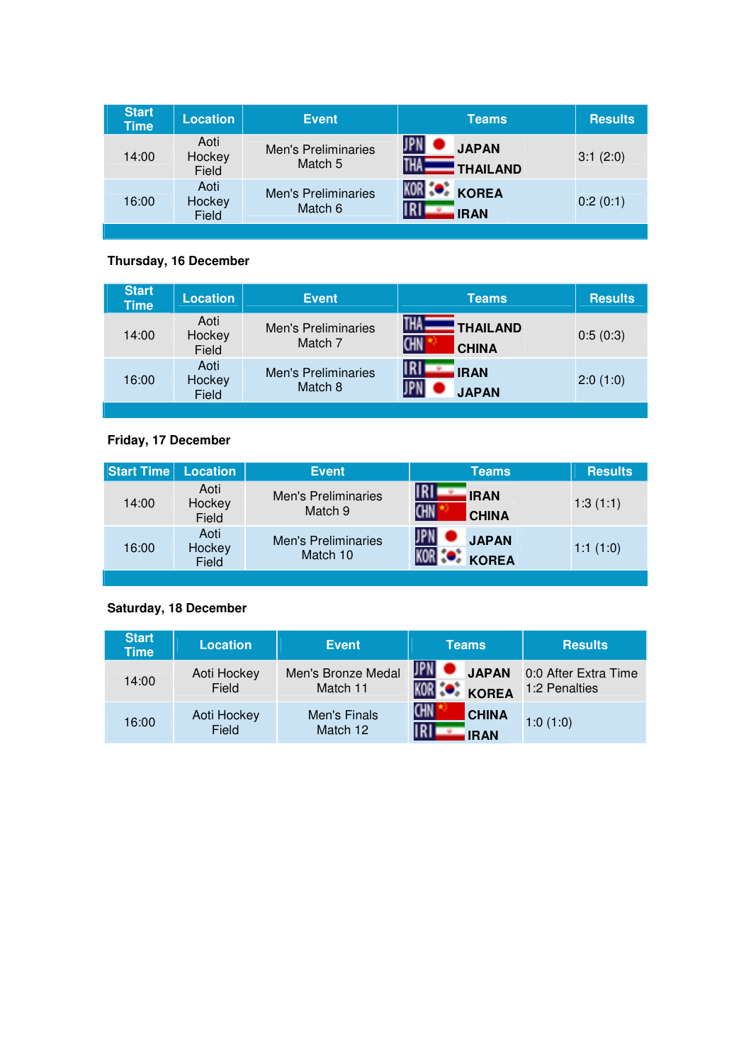| Start Time | Location | Event | Teams | Results |
|---|---|---|---|---|
| 14:00 | Aoti Hockey Field | Men's Preliminaries Match 5 | JPN JAPAN<br>THA THAILAND | 3:1 (2:0) |
| 16:00 | Aoti Hockey Field | Men's Preliminaries Match 6 | KOR KOREA<br>IRI IRAN | 0:2 (0:1) |

**Thursday, 16 December**

| Start Time | Location | Event | Teams | Results |
|---|---|---|---|---|
| 14:00 | Aoti Hockey Field | Men's Preliminaries Match 7 | THA THAILAND<br>CHN CHINA | 0:5 (0:3) |
| 16:00 | Aoti Hockey Field | Men's Preliminaries Match 8 | IRI IRAN<br>JPN JAPAN | 2:0 (1:0) |

**Friday, 17 December**

| Start Time | Location | Event | Teams | Results |
|---|---|---|---|---|
| 14:00 | Aoti Hockey Field | Men's Preliminaries Match 9 | IRI IRAN<br>CHN CHINA | 1:3 (1:1) |
| 16:00 | Aoti Hockey Field | Men's Preliminaries Match 10 | JPN JAPAN<br>KOR KOREA | 1:1 (1:0) |

**Saturday, 18 December**

| Start Time | Location | Event | Teams | Results |
|---|---|---|---|---|
| 14:00 | Aoti Hockey Field | Men's Bronze Medal Match 11 | JPN JAPAN<br>KOR KOREA | 0:0 After Extra Time<br>1:2 Penalties |
| 16:00 | Aoti Hockey Field | Men's Finals Match 12 | CHN CHINA<br>IRI IRAN | 1:0 (1:0) |